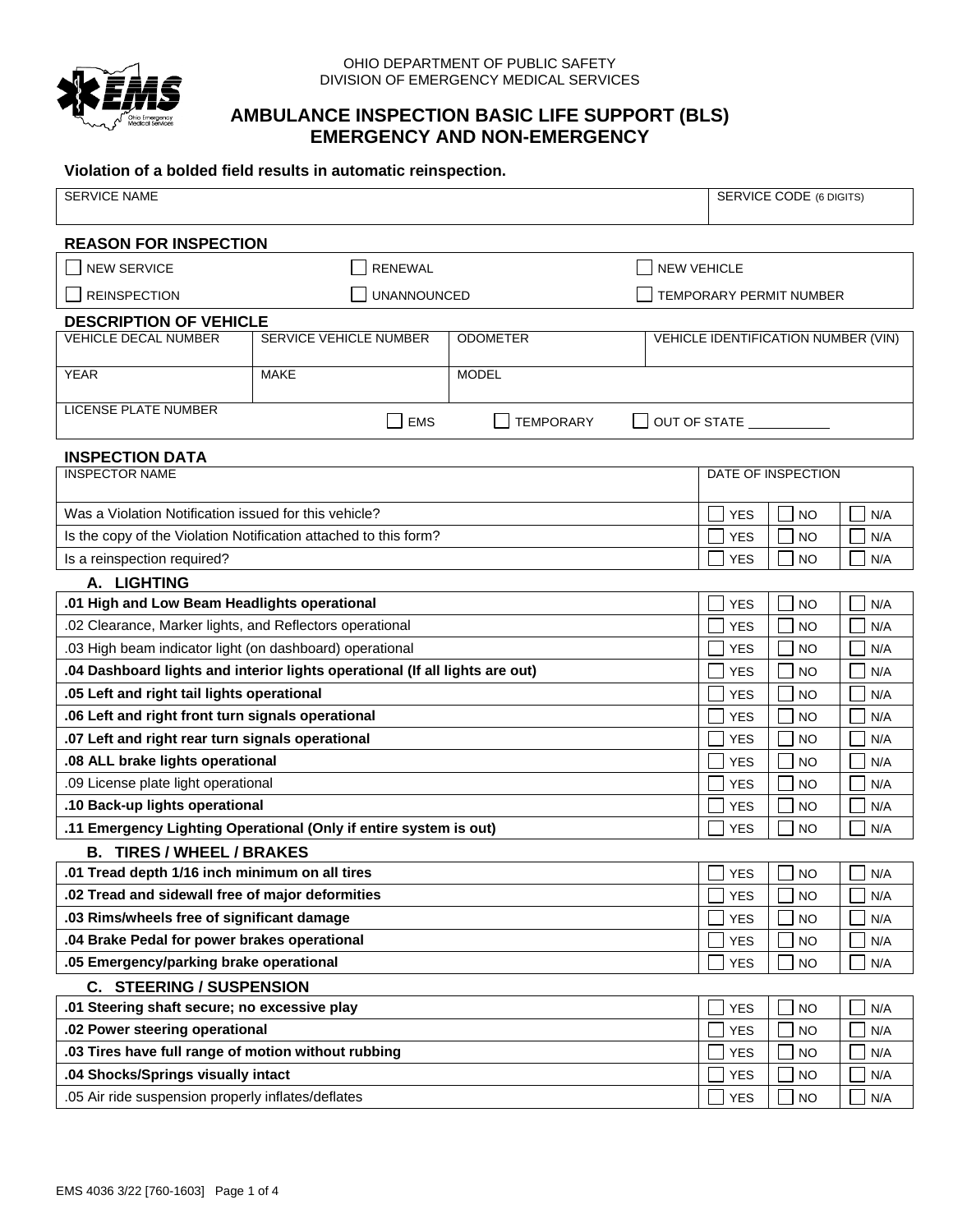OHIO DEPARTMENT OF PUBLIC SAFETY
DIVISION OF EMERGENCY MEDICAL SERVICES

# AMBULANCE INSPECTION BASIC LIFE SUPPORT (BLS) EMERGENCY AND NON-EMERGENCY

**Violation of a bolded field results in automatic reinspection.**

| SERVICE NAME | SERVICE CODE (6 DIGITS) |
|---|---|
| | |

## REASON FOR INSPECTION

| | | |
|---|---|---|
| ☐ NEW SERVICE | ☐ RENEWAL | ☐ NEW VEHICLE |
| ☐ REINSPECTION | ☐ UNANNOUNCED | ☐ TEMPORARY PERMIT NUMBER |

## DESCRIPTION OF VEHICLE

| VEHICLE DECAL NUMBER | SERVICE VEHICLE NUMBER | ODOMETER | VEHICLE IDENTIFICATION NUMBER (VIN) |
|---|---|---|---|
| | | | |
| YEAR | MAKE | MODEL | |
| | | | |
| LICENSE PLATE NUMBER | ☐ EMS | ☐ TEMPORARY | ☐ OUT OF STATE ___________ |

## INSPECTION DATA

| INSPECTOR NAME | DATE OF INSPECTION | | |
|---|---|---|---|
| | | | |
| Was a Violation Notification issued for this vehicle? | ☐ YES | ☐ NO | ☐ N/A |
| Is the copy of the Violation Notification attached to this form? | ☐ YES | ☐ NO | ☐ N/A |
| Is a reinspection required? | ☐ YES | ☐ NO | ☐ N/A |

### A. LIGHTING

| Item | YES | NO | N/A |
|---|---|---|---|
| **.01 High and Low Beam Headlights operational** | ☐ YES | ☐ NO | ☐ N/A |
| .02 Clearance, Marker lights, and Reflectors operational | ☐ YES | ☐ NO | ☐ N/A |
| .03 High beam indicator light (on dashboard) operational | ☐ YES | ☐ NO | ☐ N/A |
| **.04 Dashboard lights and interior lights operational (If all lights are out)** | ☐ YES | ☐ NO | ☐ N/A |
| **.05 Left and right tail lights operational** | ☐ YES | ☐ NO | ☐ N/A |
| **.06 Left and right front turn signals operational** | ☐ YES | ☐ NO | ☐ N/A |
| **.07 Left and right rear turn signals operational** | ☐ YES | ☐ NO | ☐ N/A |
| **.08 ALL brake lights operational** | ☐ YES | ☐ NO | ☐ N/A |
| .09 License plate light operational | ☐ YES | ☐ NO | ☐ N/A |
| **.10 Back-up lights operational** | ☐ YES | ☐ NO | ☐ N/A |
| **.11 Emergency Lighting Operational (Only if entire system is out)** | ☐ YES | ☐ NO | ☐ N/A |

### B. TIRES / WHEEL / BRAKES

| Item | YES | NO | N/A |
|---|---|---|---|
| **.01 Tread depth 1/16 inch minimum on all tires** | ☐ YES | ☐ NO | ☐ N/A |
| **.02 Tread and sidewall free of major deformities** | ☐ YES | ☐ NO | ☐ N/A |
| **.03 Rims/wheels free of significant damage** | ☐ YES | ☐ NO | ☐ N/A |
| **.04 Brake Pedal for power brakes operational** | ☐ YES | ☐ NO | ☐ N/A |
| **.05 Emergency/parking brake operational** | ☐ YES | ☐ NO | ☐ N/A |

### C. STEERING / SUSPENSION

| Item | YES | NO | N/A |
|---|---|---|---|
| **.01 Steering shaft secure; no excessive play** | ☐ YES | ☐ NO | ☐ N/A |
| **.02 Power steering operational** | ☐ YES | ☐ NO | ☐ N/A |
| **.03 Tires have full range of motion without rubbing** | ☐ YES | ☐ NO | ☐ N/A |
| **.04 Shocks/Springs visually intact** | ☐ YES | ☐ NO | ☐ N/A |
| .05 Air ride suspension properly inflates/deflates | ☐ YES | ☐ NO | ☐ N/A |

EMS 4036 3/22 [760-1603]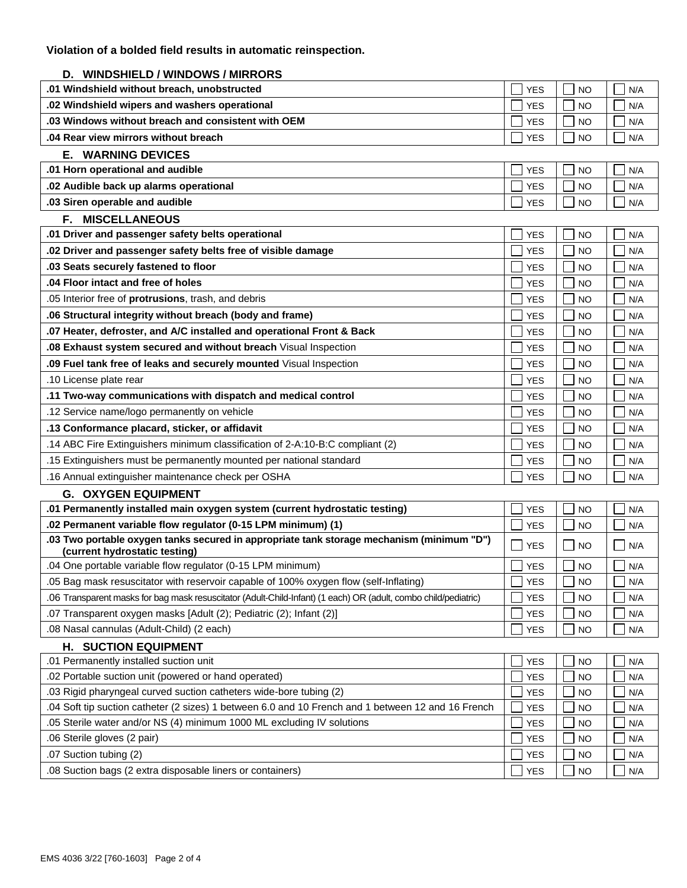**Violation of a bolded field results in automatic reinspection.**

### D. WINDSHIELD / WINDOWS / MIRRORS

| Item | YES | NO | N/A |
|---|---|---|---|
| **.01 Windshield without breach, unobstructed** | ☐ YES | ☐ NO | ☐ N/A |
| **.02 Windshield wipers and washers operational** | ☐ YES | ☐ NO | ☐ N/A |
| **.03 Windows without breach and consistent with OEM** | ☐ YES | ☐ NO | ☐ N/A |
| **.04 Rear view mirrors without breach** | ☐ YES | ☐ NO | ☐ N/A |

### E. WARNING DEVICES

| Item | YES | NO | N/A |
|---|---|---|---|
| **.01 Horn operational and audible** | ☐ YES | ☐ NO | ☐ N/A |
| **.02 Audible back up alarms operational** | ☐ YES | ☐ NO | ☐ N/A |
| **.03 Siren operable and audible** | ☐ YES | ☐ NO | ☐ N/A |

### F. MISCELLANEOUS

| Item | YES | NO | N/A |
|---|---|---|---|
| **.01 Driver and passenger safety belts operational** | ☐ YES | ☐ NO | ☐ N/A |
| **.02 Driver and passenger safety belts free of visible damage** | ☐ YES | ☐ NO | ☐ N/A |
| **.03 Seats securely fastened to floor** | ☐ YES | ☐ NO | ☐ N/A |
| **.04 Floor intact and free of holes** | ☐ YES | ☐ NO | ☐ N/A |
| .05 Interior free of **protrusions**, trash, and debris | ☐ YES | ☐ NO | ☐ N/A |
| **.06 Structural integrity without breach (body and frame)** | ☐ YES | ☐ NO | ☐ N/A |
| **.07 Heater, defroster, and A/C installed and operational Front & Back** | ☐ YES | ☐ NO | ☐ N/A |
| **.08 Exhaust system secured and without breach** Visual Inspection | ☐ YES | ☐ NO | ☐ N/A |
| **.09 Fuel tank free of leaks and securely mounted** Visual Inspection | ☐ YES | ☐ NO | ☐ N/A |
| .10 License plate rear | ☐ YES | ☐ NO | ☐ N/A |
| **.11 Two-way communications with dispatch and medical control** | ☐ YES | ☐ NO | ☐ N/A |
| .12 Service name/logo permanently on vehicle | ☐ YES | ☐ NO | ☐ N/A |
| **.13 Conformance placard, sticker, or affidavit** | ☐ YES | ☐ NO | ☐ N/A |
| .14 ABC Fire Extinguishers minimum classification of 2-A:10-B:C compliant (2) | ☐ YES | ☐ NO | ☐ N/A |
| .15 Extinguishers must be permanently mounted per national standard | ☐ YES | ☐ NO | ☐ N/A |
| .16 Annual extinguisher maintenance check per OSHA | ☐ YES | ☐ NO | ☐ N/A |

### G. OXYGEN EQUIPMENT

| Item | YES | NO | N/A |
|---|---|---|---|
| **.01 Permanently installed main oxygen system (current hydrostatic testing)** | ☐ YES | ☐ NO | ☐ N/A |
| **.02 Permanent variable flow regulator (0-15 LPM minimum) (1)** | ☐ YES | ☐ NO | ☐ N/A |
| **.03 Two portable oxygen tanks secured in appropriate tank storage mechanism (minimum "D") (current hydrostatic testing)** | ☐ YES | ☐ NO | ☐ N/A |
| .04 One portable variable flow regulator (0-15 LPM minimum) | ☐ YES | ☐ NO | ☐ N/A |
| .05 Bag mask resuscitator with reservoir capable of 100% oxygen flow (self-Inflating) | ☐ YES | ☐ NO | ☐ N/A |
| .06 Transparent masks for bag mask resuscitator (Adult-Child-Infant) (1 each) OR (adult, combo child/pediatric) | ☐ YES | ☐ NO | ☐ N/A |
| .07 Transparent oxygen masks [Adult (2); Pediatric (2); Infant (2)] | ☐ YES | ☐ NO | ☐ N/A |
| .08 Nasal cannulas (Adult-Child) (2 each) | ☐ YES | ☐ NO | ☐ N/A |

### H. SUCTION EQUIPMENT

| Item | YES | NO | N/A |
|---|---|---|---|
| .01 Permanently installed suction unit | ☐ YES | ☐ NO | ☐ N/A |
| .02 Portable suction unit (powered or hand operated) | ☐ YES | ☐ NO | ☐ N/A |
| .03 Rigid pharyngeal curved suction catheters wide-bore tubing (2) | ☐ YES | ☐ NO | ☐ N/A |
| .04 Soft tip suction catheter (2 sizes) 1 between 6.0 and 10 French and 1 between 12 and 16 French | ☐ YES | ☐ NO | ☐ N/A |
| .05 Sterile water and/or NS (4) minimum 1000 ML excluding IV solutions | ☐ YES | ☐ NO | ☐ N/A |
| .06 Sterile gloves (2 pair) | ☐ YES | ☐ NO | ☐ N/A |
| .07 Suction tubing (2) | ☐ YES | ☐ NO | ☐ N/A |
| .08 Suction bags (2 extra disposable liners or containers) | ☐ YES | ☐ NO | ☐ N/A |

EMS 4036 3/22 [760-1603]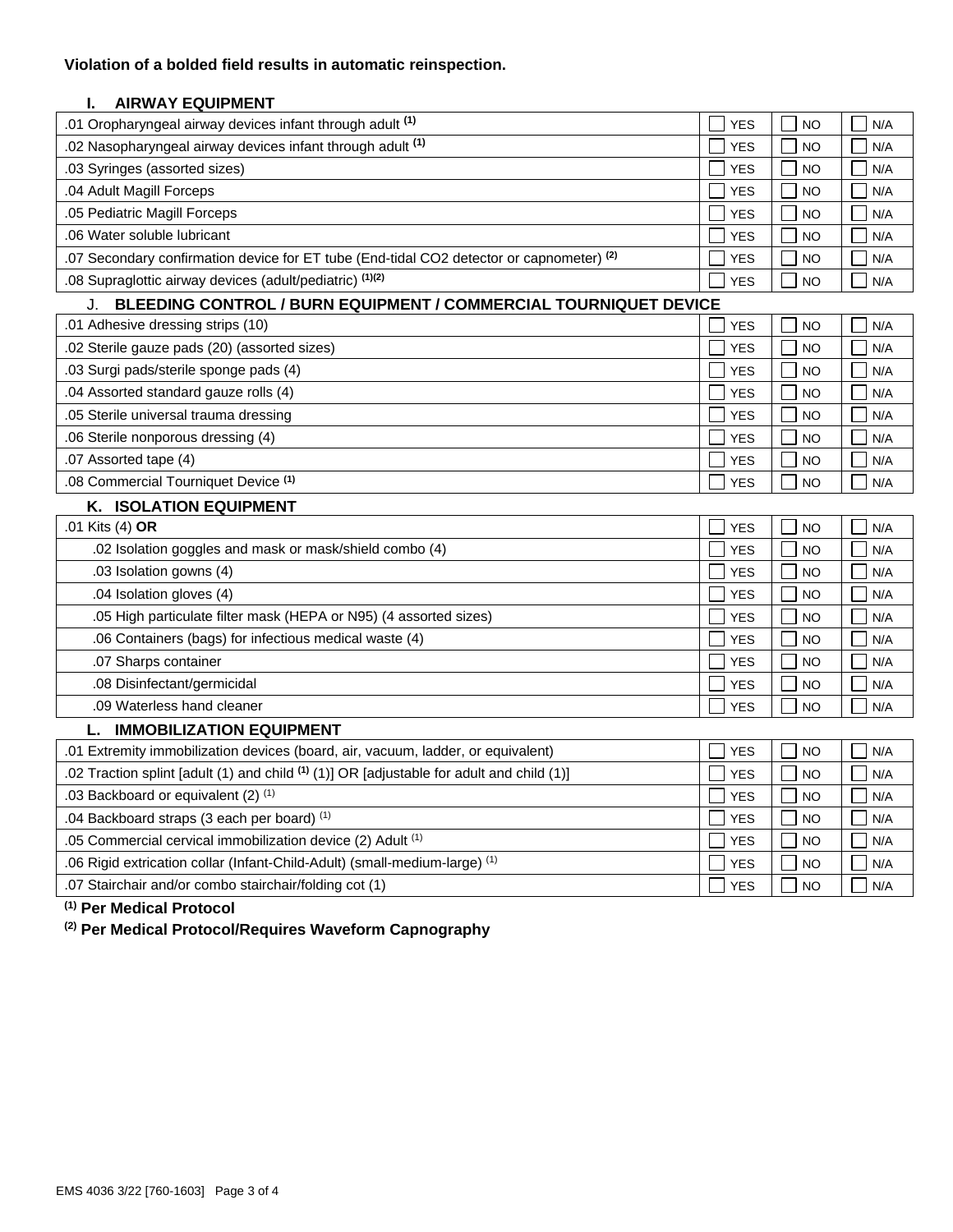**Violation of a bolded field results in automatic reinspection.**

### I. AIRWAY EQUIPMENT

| Item | YES | NO | N/A |
|---|---|---|---|
| .01 Oropharyngeal airway devices infant through adult [(1)] | ☐ YES | ☐ NO | ☐ N/A |
| .02 Nasopharyngeal airway devices infant through adult [(1)] | ☐ YES | ☐ NO | ☐ N/A |
| .03 Syringes (assorted sizes) | ☐ YES | ☐ NO | ☐ N/A |
| .04 Adult Magill Forceps | ☐ YES | ☐ NO | ☐ N/A |
| .05 Pediatric Magill Forceps | ☐ YES | ☐ NO | ☐ N/A |
| .06 Water soluble lubricant | ☐ YES | ☐ NO | ☐ N/A |
| .07 Secondary confirmation device for ET tube (End-tidal CO2 detector or capnometer) [(2)] | ☐ YES | ☐ NO | ☐ N/A |
| .08 Supraglottic airway devices (adult/pediatric) [(1)(2)] | ☐ YES | ☐ NO | ☐ N/A |

### J. BLEEDING CONTROL / BURN EQUIPMENT / COMMERCIAL TOURNIQUET DEVICE

| Item | YES | NO | N/A |
|---|---|---|---|
| .01 Adhesive dressing strips (10) | ☐ YES | ☐ NO | ☐ N/A |
| .02 Sterile gauze pads (20) (assorted sizes) | ☐ YES | ☐ NO | ☐ N/A |
| .03 Surgi pads/sterile sponge pads (4) | ☐ YES | ☐ NO | ☐ N/A |
| .04 Assorted standard gauze rolls (4) | ☐ YES | ☐ NO | ☐ N/A |
| .05 Sterile universal trauma dressing | ☐ YES | ☐ NO | ☐ N/A |
| .06 Sterile nonporous dressing (4) | ☐ YES | ☐ NO | ☐ N/A |
| .07 Assorted tape (4) | ☐ YES | ☐ NO | ☐ N/A |
| .08 Commercial Tourniquet Device [(1)] | ☐ YES | ☐ NO | ☐ N/A |

### K. ISOLATION EQUIPMENT

| Item | YES | NO | N/A |
|---|---|---|---|
| .01 Kits (4) **OR** | ☐ YES | ☐ NO | ☐ N/A |
| .02 Isolation goggles and mask or mask/shield combo (4) | ☐ YES | ☐ NO | ☐ N/A |
| .03 Isolation gowns (4) | ☐ YES | ☐ NO | ☐ N/A |
| .04 Isolation gloves (4) | ☐ YES | ☐ NO | ☐ N/A |
| .05 High particulate filter mask (HEPA or N95) (4 assorted sizes) | ☐ YES | ☐ NO | ☐ N/A |
| .06 Containers (bags) for infectious medical waste (4) | ☐ YES | ☐ NO | ☐ N/A |
| .07 Sharps container | ☐ YES | ☐ NO | ☐ N/A |
| .08 Disinfectant/germicidal | ☐ YES | ☐ NO | ☐ N/A |
| .09 Waterless hand cleaner | ☐ YES | ☐ NO | ☐ N/A |

### L. IMMOBILIZATION EQUIPMENT

| Item | YES | NO | N/A |
|---|---|---|---|
| .01 Extremity immobilization devices (board, air, vacuum, ladder, or equivalent) | ☐ YES | ☐ NO | ☐ N/A |
| .02 Traction splint [adult (1) and child [(1)] (1)] OR [adjustable for adult and child (1)] | ☐ YES | ☐ NO | ☐ N/A |
| .03 Backboard or equivalent (2) [(1)] | ☐ YES | ☐ NO | ☐ N/A |
| .04 Backboard straps (3 each per board) [(1)] | ☐ YES | ☐ NO | ☐ N/A |
| .05 Commercial cervical immobilization device (2) Adult [(1)] | ☐ YES | ☐ NO | ☐ N/A |
| .06 Rigid extrication collar (Infant-Child-Adult) (small-medium-large) [(1)] | ☐ YES | ☐ NO | ☐ N/A |
| .07 Stairchair and/or combo stairchair/folding cot (1) | ☐ YES | ☐ NO | ☐ N/A |

**[(1)] Per Medical Protocol**

**[(2)] Per Medical Protocol/Requires Waveform Capnography**

EMS 4036 3/22 [760-1603]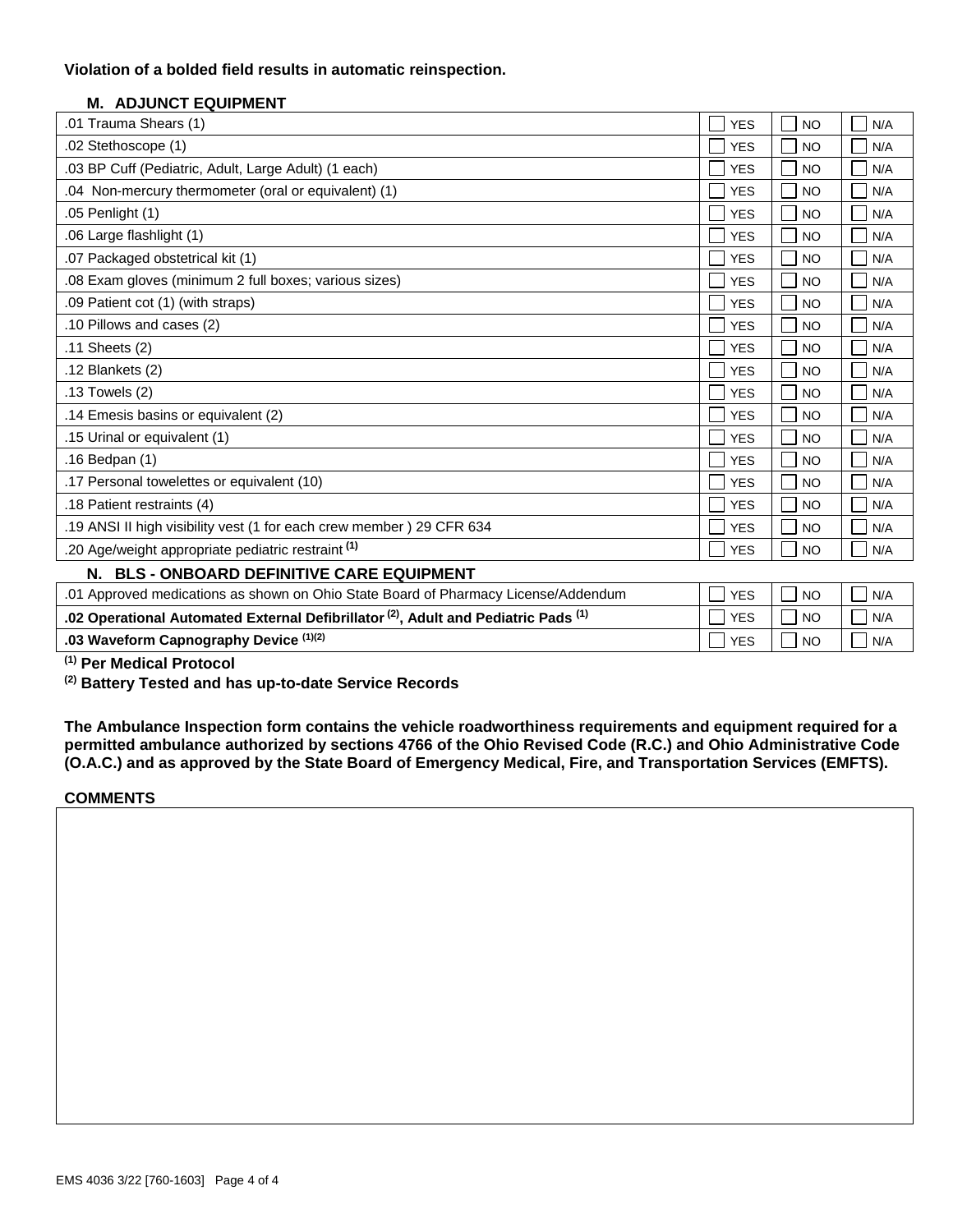**Violation of a bolded field results in automatic reinspection.**

### M. ADJUNCT EQUIPMENT

| | | | |
|---|---|---|---|
| .01 Trauma Shears (1) | ☐ YES | ☐ NO | ☐ N/A |
| .02 Stethoscope (1) | ☐ YES | ☐ NO | ☐ N/A |
| .03 BP Cuff (Pediatric, Adult, Large Adult) (1 each) | ☐ YES | ☐ NO | ☐ N/A |
| .04 Non-mercury thermometer (oral or equivalent) (1) | ☐ YES | ☐ NO | ☐ N/A |
| .05 Penlight (1) | ☐ YES | ☐ NO | ☐ N/A |
| .06 Large flashlight (1) | ☐ YES | ☐ NO | ☐ N/A |
| .07 Packaged obstetrical kit (1) | ☐ YES | ☐ NO | ☐ N/A |
| .08 Exam gloves (minimum 2 full boxes; various sizes) | ☐ YES | ☐ NO | ☐ N/A |
| .09 Patient cot (1) (with straps) | ☐ YES | ☐ NO | ☐ N/A |
| .10 Pillows and cases (2) | ☐ YES | ☐ NO | ☐ N/A |
| .11 Sheets (2) | ☐ YES | ☐ NO | ☐ N/A |
| .12 Blankets (2) | ☐ YES | ☐ NO | ☐ N/A |
| .13 Towels (2) | ☐ YES | ☐ NO | ☐ N/A |
| .14 Emesis basins or equivalent (2) | ☐ YES | ☐ NO | ☐ N/A |
| .15 Urinal or equivalent (1) | ☐ YES | ☐ NO | ☐ N/A |
| .16 Bedpan (1) | ☐ YES | ☐ NO | ☐ N/A |
| .17 Personal towelettes or equivalent (10) | ☐ YES | ☐ NO | ☐ N/A |
| .18 Patient restraints (4) | ☐ YES | ☐ NO | ☐ N/A |
| .19 ANSI II high visibility vest (1 for each crew member ) 29 CFR 634 | ☐ YES | ☐ NO | ☐ N/A |
| .20 Age/weight appropriate pediatric restraint [1] | ☐ YES | ☐ NO | ☐ N/A |

### N. BLS - ONBOARD DEFINITIVE CARE EQUIPMENT

| | | | |
|---|---|---|---|
| .01 Approved medications as shown on Ohio State Board of Pharmacy License/Addendum | ☐ YES | ☐ NO | ☐ N/A |
| **.02 Operational Automated External Defibrillator [2], Adult and Pediatric Pads [1]** | ☐ YES | ☐ NO | ☐ N/A |
| **.03 Waveform Capnography Device [1][2]** | ☐ YES | ☐ NO | ☐ N/A |

**[1] Per Medical Protocol**

**[2] Battery Tested and has up-to-date Service Records**

**The Ambulance Inspection form contains the vehicle roadworthiness requirements and equipment required for a permitted ambulance authorized by sections 4766 of the Ohio Revised Code (R.C.) and Ohio Administrative Code (O.A.C.) and as approved by the State Board of Emergency Medical, Fire, and Transportation Services (EMFTS).**

**COMMENTS**

EMS 4036 3/22 [760-1603]